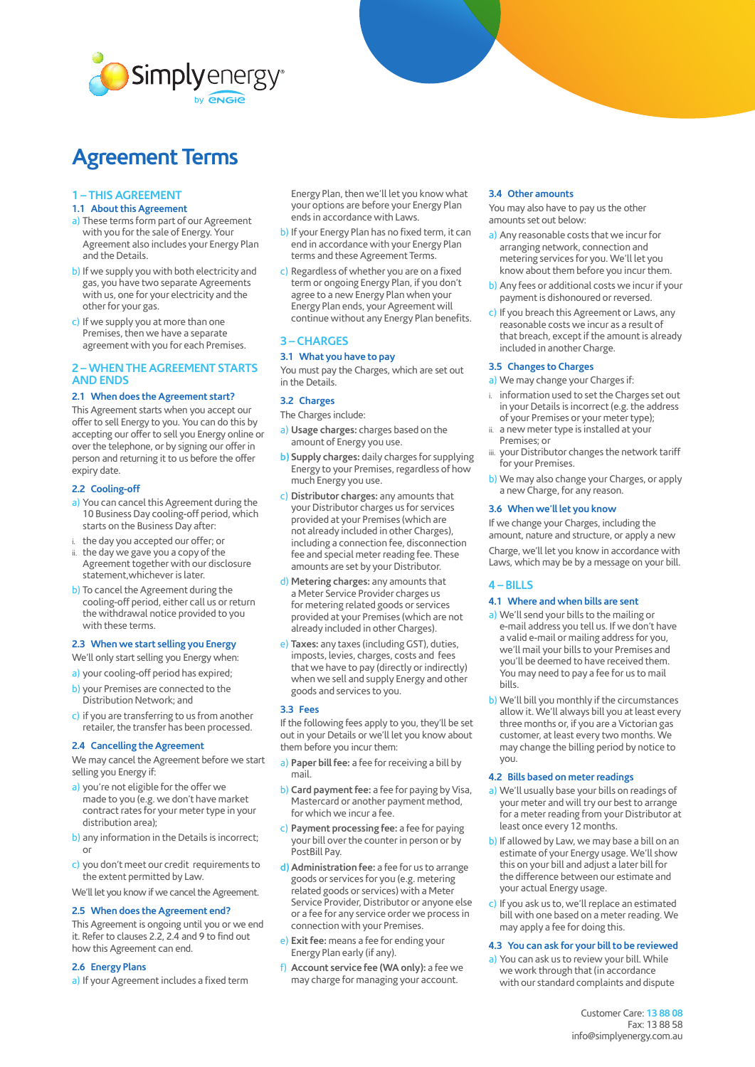# Agreement Terms

## 1 – THIS AGREEMENT

### 1.1 About this Agreement

a) These terms form part of our Agreement with you for the sale of Energy. Your Agreement also includes your Energy Plan and the Details.

b) If we supply you with both electricity and gas, you have two separate Agreements with us, one for your electricity and the other for your gas.

c) If we supply you at more than one Premises, then we have a separate agreement with you for each Premises.

## 2 – WHEN THE AGREEMENT STARTS AND ENDS

### 2.1 When does the Agreement start?

This Agreement starts when you accept our offer to sell Energy to you. You can do this by accepting our offer to sell you Energy online or over the telephone, or by signing our offer in person and returning it to us before the offer expiry date.

### 2.2 Cooling-off

a) You can cancel this Agreement during the 10 Business Day cooling-off period, which starts on the Business Day after:

i. the day you accepted our offer; or

ii. the day we gave you a copy of the Agreement together with our disclosure statement,whichever is later.

b) To cancel the Agreement during the cooling-off period, either call us or return the withdrawal notice provided to you with these terms.

### 2.3 When we start selling you Energy

We'll only start selling you Energy when:

a) your cooling-off period has expired;

b) your Premises are connected to the Distribution Network; and

c) if you are transferring to us from another retailer, the transfer has been processed.

### 2.4 Cancelling the Agreement

We may cancel the Agreement before we start selling you Energy if:

a) you're not eligible for the offer we made to you (e.g. we don't have market contract rates for your meter type in your distribution area);

b) any information in the Details is incorrect; or

c) you don't meet our credit requirements to the extent permitted by Law.

We'll let you know if we cancel the Agreement.

### 2.5 When does the Agreement end?

This Agreement is ongoing until you or we end it. Refer to clauses 2.2, 2.4 and 9 to find out how this Agreement can end.

### 2.6 Energy Plans

a) If your Agreement includes a fixed term Energy Plan, then we'll let you know what your options are before your Energy Plan ends in accordance with Laws.

b) If your Energy Plan has no fixed term, it can end in accordance with your Energy Plan terms and these Agreement Terms.

c) Regardless of whether you are on a fixed term or ongoing Energy Plan, if you don't agree to a new Energy Plan when your Energy Plan ends, your Agreement will continue without any Energy Plan benefits.

## 3 – CHARGES

### 3.1 What you have to pay

You must pay the Charges, which are set out in the Details.

### 3.2 Charges

The Charges include:

a) **Usage charges:** charges based on the amount of Energy you use.

b) **Supply charges:** daily charges for supplying Energy to your Premises, regardless of how much Energy you use.

c) **Distributor charges:** any amounts that your Distributor charges us for services provided at your Premises (which are not already included in other Charges), including a connection fee, disconnection fee and special meter reading fee. These amounts are set by your Distributor.

d) **Metering charges:** any amounts that a Meter Service Provider charges us for metering related goods or services provided at your Premises (which are not already included in other Charges).

e) **Taxes:** any taxes (including GST), duties, imposts, levies, charges, costs and fees that we have to pay (directly or indirectly) when we sell and supply Energy and other goods and services to you.

### 3.3 Fees

If the following fees apply to you, they'll be set out in your Details or we'll let you know about them before you incur them:

a) **Paper bill fee:** a fee for receiving a bill by mail.

b) **Card payment fee:** a fee for paying by Visa, Mastercard or another payment method, for which we incur a fee.

c) **Payment processing fee:** a fee for paying your bill over the counter in person or by PostBill Pay.

d) **Administration fee:** a fee for us to arrange goods or services for you (e.g. metering related goods or services) with a Meter Service Provider, Distributor or anyone else or a fee for any service order we process in connection with your Premises.

e) **Exit fee:** means a fee for ending your Energy Plan early (if any).

f) **Account service fee (WA only):** a fee we may charge for managing your account.

### 3.4 Other amounts

You may also have to pay us the other amounts set out below:

a) Any reasonable costs that we incur for arranging network, connection and metering services for you. We'll let you know about them before you incur them.

b) Any fees or additional costs we incur if your payment is dishonoured or reversed.

c) If you breach this Agreement or Laws, any reasonable costs we incur as a result of that breach, except if the amount is already included in another Charge.

### 3.5 Changes to Charges

a) We may change your Charges if:

i. information used to set the Charges set out in your Details is incorrect (e.g. the address of your Premises or your meter type);

ii. a new meter type is installed at your Premises; or

iii. your Distributor changes the network tariff for your Premises.

b) We may also change your Charges, or apply a new Charge, for any reason.

### 3.6 When we'll let you know

If we change your Charges, including the amount, nature and structure, or apply a new Charge, we'll let you know in accordance with Laws, which may be by a message on your bill.

## 4 – BILLS

### 4.1 Where and when bills are sent

a) We'll send your bills to the mailing or e-mail address you tell us. If we don't have a valid e-mail or mailing address for you, we'll mail your bills to your Premises and you'll be deemed to have received them. You may need to pay a fee for us to mail bills.

b) We'll bill you monthly if the circumstances allow it. We'll always bill you at least every three months or, if you are a Victorian gas customer, at least every two months. We may change the billing period by notice to you.

### 4.2 Bills based on meter readings

a) We'll usually base your bills on readings of your meter and will try our best to arrange for a meter reading from your Distributor at least once every 12 months.

b) If allowed by Law, we may base a bill on an estimate of your Energy usage. We'll show this on your bill and adjust a later bill for the difference between our estimate and your actual Energy usage.

c) If you ask us to, we'll replace an estimated bill with one based on a meter reading. We may apply a fee for doing this.

### 4.3 You can ask for your bill to be reviewed

a) You can ask us to review your bill. While we work through that (in accordance with our standard complaints and dispute

Customer Care: 13 88 08
Fax: 13 88 58
info@simplyenergy.com.au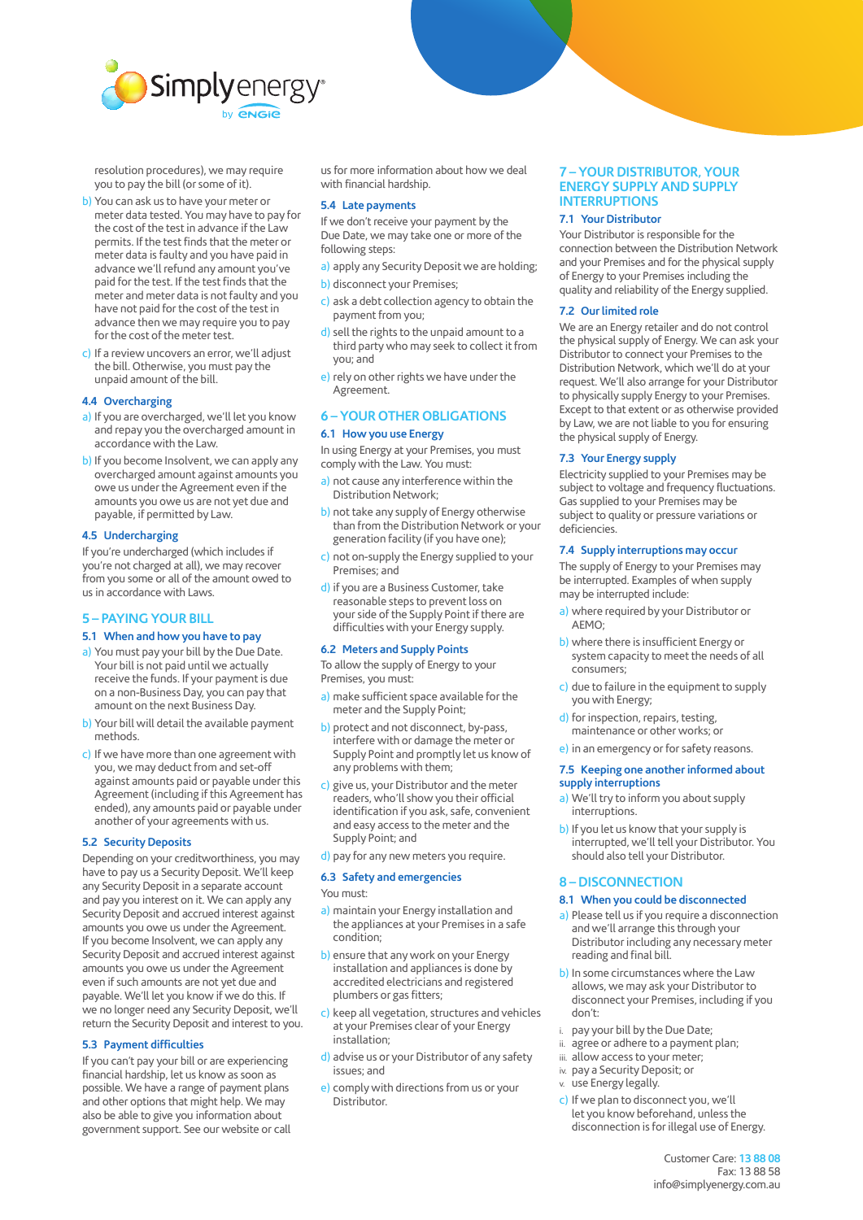resolution procedures), we may require you to pay the bill (or some of it).

b) You can ask us to have your meter or meter data tested. You may have to pay for the cost of the test in advance if the Law permits. If the test finds that the meter or meter data is faulty and you have paid in advance we'll refund any amount you've paid for the test. If the test finds that the meter and meter data is not faulty and you have not paid for the cost of the test in advance then we may require you to pay for the cost of the meter test.

c) If a review uncovers an error, we'll adjust the bill. Otherwise, you must pay the unpaid amount of the bill.

### 4.4 Overcharging

a) If you are overcharged, we'll let you know and repay you the overcharged amount in accordance with the Law.

b) If you become Insolvent, we can apply any overcharged amount against amounts you owe us under the Agreement even if the amounts you owe us are not yet due and payable, if permitted by Law.

### 4.5 Undercharging

If you're undercharged (which includes if you're not charged at all), we may recover from you some or all of the amount owed to us in accordance with Laws.

## 5 – PAYING YOUR BILL

### 5.1 When and how you have to pay

a) You must pay your bill by the Due Date. Your bill is not paid until we actually receive the funds. If your payment is due on a non-Business Day, you can pay that amount on the next Business Day.

b) Your bill will detail the available payment methods.

c) If we have more than one agreement with you, we may deduct from and set-off against amounts paid or payable under this Agreement (including if this Agreement has ended), any amounts paid or payable under another of your agreements with us.

### 5.2 Security Deposits

Depending on your creditworthiness, you may have to pay us a Security Deposit. We'll keep any Security Deposit in a separate account and pay you interest on it. We can apply any Security Deposit and accrued interest against amounts you owe us under the Agreement. If you become Insolvent, we can apply any Security Deposit and accrued interest against amounts you owe us under the Agreement even if such amounts are not yet due and payable. We'll let you know if we do this. If we no longer need any Security Deposit, we'll return the Security Deposit and interest to you.

### 5.3 Payment difficulties

If you can't pay your bill or are experiencing financial hardship, let us know as soon as possible. We have a range of payment plans and other options that might help. We may also be able to give you information about government support. See our website or call us for more information about how we deal with financial hardship.

### 5.4 Late payments

If we don't receive your payment by the Due Date, we may take one or more of the following steps:

a) apply any Security Deposit we are holding;

b) disconnect your Premises;

c) ask a debt collection agency to obtain the payment from you;

d) sell the rights to the unpaid amount to a third party who may seek to collect it from you; and

e) rely on other rights we have under the Agreement.

## 6 – YOUR OTHER OBLIGATIONS

### 6.1 How you use Energy

In using Energy at your Premises, you must comply with the Law. You must:

a) not cause any interference within the Distribution Network;

b) not take any supply of Energy otherwise than from the Distribution Network or your generation facility (if you have one);

c) not on-supply the Energy supplied to your Premises; and

d) if you are a Business Customer, take reasonable steps to prevent loss on your side of the Supply Point if there are difficulties with your Energy supply.

### 6.2 Meters and Supply Points

To allow the supply of Energy to your Premises, you must:

a) make sufficient space available for the meter and the Supply Point;

b) protect and not disconnect, by-pass, interfere with or damage the meter or Supply Point and promptly let us know of any problems with them;

c) give us, your Distributor and the meter readers, who'll show you their official identification if you ask, safe, convenient and easy access to the meter and the Supply Point; and

d) pay for any new meters you require.

### 6.3 Safety and emergencies

You must:

a) maintain your Energy installation and the appliances at your Premises in a safe condition;

b) ensure that any work on your Energy installation and appliances is done by accredited electricians and registered plumbers or gas fitters;

c) keep all vegetation, structures and vehicles at your Premises clear of your Energy installation;

d) advise us or your Distributor of any safety issues; and

e) comply with directions from us or your Distributor.

## 7 – YOUR DISTRIBUTOR, YOUR ENERGY SUPPLY AND SUPPLY INTERRUPTIONS

### 7.1 Your Distributor

Your Distributor is responsible for the connection between the Distribution Network and your Premises and for the physical supply of Energy to your Premises including the quality and reliability of the Energy supplied.

### 7.2 Our limited role

We are an Energy retailer and do not control the physical supply of Energy. We can ask your Distributor to connect your Premises to the Distribution Network, which we'll do at your request. We'll also arrange for your Distributor to physically supply Energy to your Premises. Except to that extent or as otherwise provided by Law, we are not liable to you for ensuring the physical supply of Energy.

### 7.3 Your Energy supply

Electricity supplied to your Premises may be subject to voltage and frequency fluctuations. Gas supplied to your Premises may be subject to quality or pressure variations or deficiencies.

### 7.4 Supply interruptions may occur

The supply of Energy to your Premises may be interrupted. Examples of when supply may be interrupted include:

a) where required by your Distributor or AEMO;

b) where there is insufficient Energy or system capacity to meet the needs of all consumers;

c) due to failure in the equipment to supply you with Energy;

d) for inspection, repairs, testing, maintenance or other works; or

e) in an emergency or for safety reasons.

### 7.5 Keeping one another informed about supply interruptions

a) We'll try to inform you about supply interruptions.

b) If you let us know that your supply is interrupted, we'll tell your Distributor. You should also tell your Distributor.

## 8 – DISCONNECTION

### 8.1 When you could be disconnected

a) Please tell us if you require a disconnection and we'll arrange this through your Distributor including any necessary meter reading and final bill.

b) In some circumstances where the Law allows, we may ask your Distributor to disconnect your Premises, including if you don't:

i. pay your bill by the Due Date;
ii. agree or adhere to a payment plan;
iii. allow access to your meter;
iv. pay a Security Deposit; or
v. use Energy legally.

c) If we plan to disconnect you, we'll let you know beforehand, unless the disconnection is for illegal use of Energy.

Customer Care: 13 88 08
Fax: 13 88 58
info@simplyenergy.com.au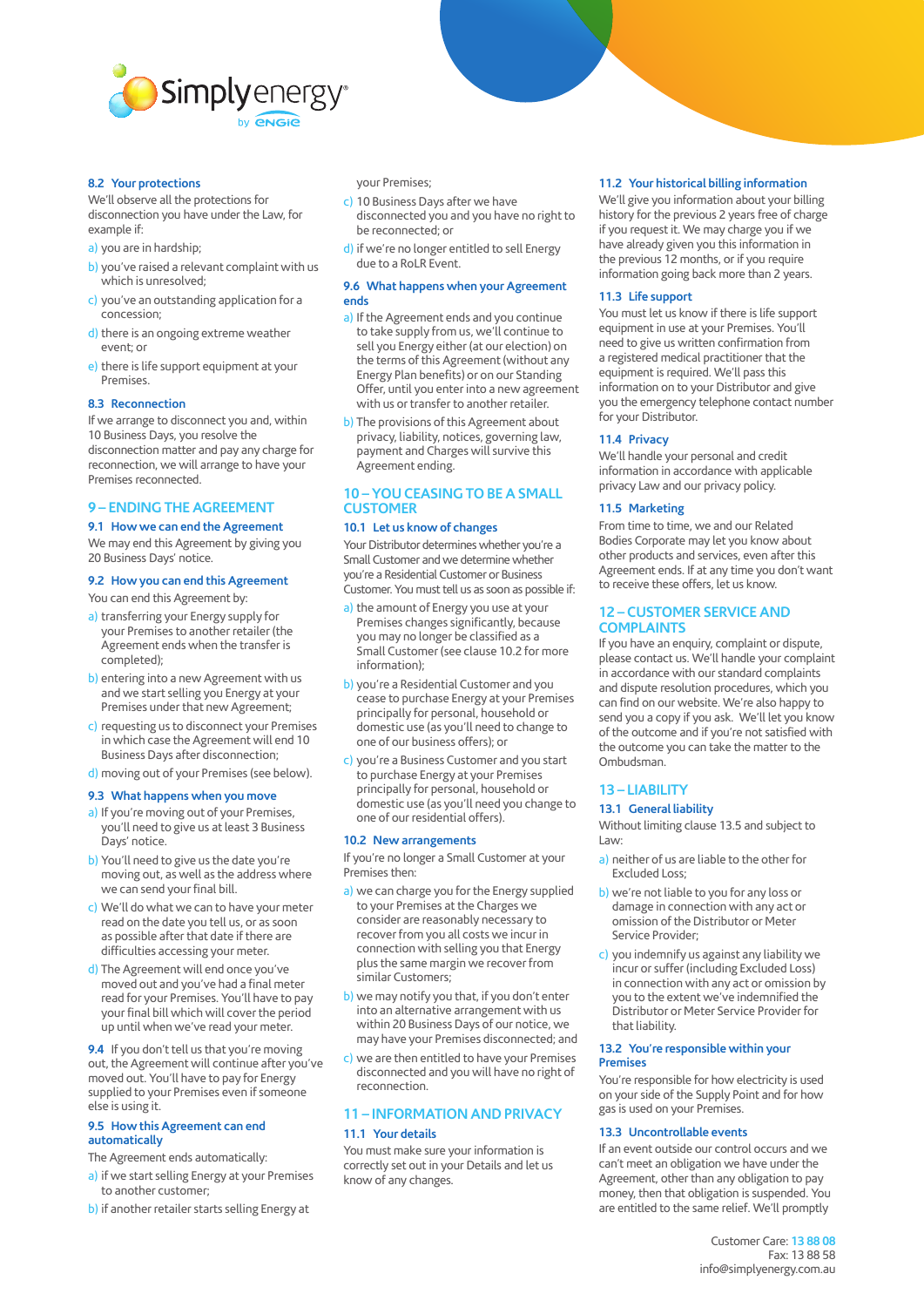### 8.2 Your protections

We'll observe all the protections for disconnection you have under the Law, for example if:

a) you are in hardship;

b) you've raised a relevant complaint with us which is unresolved;

c) you've an outstanding application for a concession;

d) there is an ongoing extreme weather event; or

e) there is life support equipment at your Premises.

### 8.3 Reconnection

If we arrange to disconnect you and, within 10 Business Days, you resolve the disconnection matter and pay any charge for reconnection, we will arrange to have your Premises reconnected.

## 9 – ENDING THE AGREEMENT

### 9.1 How we can end the Agreement

We may end this Agreement by giving you 20 Business Days' notice.

### 9.2 How you can end this Agreement

You can end this Agreement by:

a) transferring your Energy supply for your Premises to another retailer (the Agreement ends when the transfer is completed);

b) entering into a new Agreement with us and we start selling you Energy at your Premises under that new Agreement;

c) requesting us to disconnect your Premises in which case the Agreement will end 10 Business Days after disconnection;

d) moving out of your Premises (see below).

### 9.3 What happens when you move

a) If you're moving out of your Premises, you'll need to give us at least 3 Business Days' notice.

b) You'll need to give us the date you're moving out, as well as the address where we can send your final bill.

c) We'll do what we can to have your meter read on the date you tell us, or as soon as possible after that date if there are difficulties accessing your meter.

d) The Agreement will end once you've moved out and you've had a final meter read for your Premises. You'll have to pay your final bill which will cover the period up until when we've read your meter.

**9.4** If you don't tell us that you're moving out, the Agreement will continue after you've moved out. You'll have to pay for Energy supplied to your Premises even if someone else is using it.

### 9.5 How this Agreement can end automatically

The Agreement ends automatically:

a) if we start selling Energy at your Premises to another customer;

b) if another retailer starts selling Energy at your Premises;

c) 10 Business Days after we have disconnected you and you have no right to be reconnected; or

d) if we're no longer entitled to sell Energy due to a RoLR Event.

### 9.6 What happens when your Agreement ends

a) If the Agreement ends and you continue to take supply from us, we'll continue to sell you Energy either (at our election) on the terms of this Agreement (without any Energy Plan benefits) or on our Standing Offer, until you enter into a new agreement with us or transfer to another retailer.

b) The provisions of this Agreement about privacy, liability, notices, governing law, payment and Charges will survive this Agreement ending.

## 10 – YOU CEASING TO BE A SMALL CUSTOMER

### 10.1 Let us know of changes

Your Distributor determines whether you're a Small Customer and we determine whether you're a Residential Customer or Business Customer. You must tell us as soon as possible if:

a) the amount of Energy you use at your Premises changes significantly, because you may no longer be classified as a Small Customer (see clause 10.2 for more information);

b) you're a Residential Customer and you cease to purchase Energy at your Premises principally for personal, household or domestic use (as you'll need to change to one of our business offers); or

c) you're a Business Customer and you start to purchase Energy at your Premises principally for personal, household or domestic use (as you'll need you change to one of our residential offers).

### 10.2 New arrangements

If you're no longer a Small Customer at your Premises then:

a) we can charge you for the Energy supplied to your Premises at the Charges we consider are reasonably necessary to recover from you all costs we incur in connection with selling you that Energy plus the same margin we recover from similar Customers;

b) we may notify you that, if you don't enter into an alternative arrangement with us within 20 Business Days of our notice, we may have your Premises disconnected; and

c) we are then entitled to have your Premises disconnected and you will have no right of reconnection.

## 11 – INFORMATION AND PRIVACY

### 11.1 Your details

You must make sure your information is correctly set out in your Details and let us know of any changes.

### 11.2 Your historical billing information

We'll give you information about your billing history for the previous 2 years free of charge if you request it. We may charge you if we have already given you this information in the previous 12 months, or if you require information going back more than 2 years.

### 11.3 Life support

You must let us know if there is life support equipment in use at your Premises. You'll need to give us written confirmation from a registered medical practitioner that the equipment is required. We'll pass this information on to your Distributor and give you the emergency telephone contact number for your Distributor.

### 11.4 Privacy

We'll handle your personal and credit information in accordance with applicable privacy Law and our privacy policy.

### 11.5 Marketing

From time to time, we and our Related Bodies Corporate may let you know about other products and services, even after this Agreement ends. If at any time you don't want to receive these offers, let us know.

## 12 – CUSTOMER SERVICE AND COMPLAINTS

If you have an enquiry, complaint or dispute, please contact us. We'll handle your complaint in accordance with our standard complaints and dispute resolution procedures, which you can find on our website. We're also happy to send you a copy if you ask. We'll let you know of the outcome and if you're not satisfied with the outcome you can take the matter to the Ombudsman.

## 13 – LIABILITY

### 13.1 General liability

Without limiting clause 13.5 and subject to Law:

a) neither of us are liable to the other for Excluded Loss;

b) we're not liable to you for any loss or damage in connection with any act or omission of the Distributor or Meter Service Provider;

c) you indemnify us against any liability we incur or suffer (including Excluded Loss) in connection with any act or omission by you to the extent we've indemnified the Distributor or Meter Service Provider for that liability.

### 13.2 You're responsible within your Premises

You're responsible for how electricity is used on your side of the Supply Point and for how gas is used on your Premises.

### 13.3 Uncontrollable events

If an event outside our control occurs and we can't meet an obligation we have under the Agreement, other than any obligation to pay money, then that obligation is suspended. You are entitled to the same relief. We'll promptly

Customer Care: 13 88 08
Fax: 13 88 58
info@simplyenergy.com.au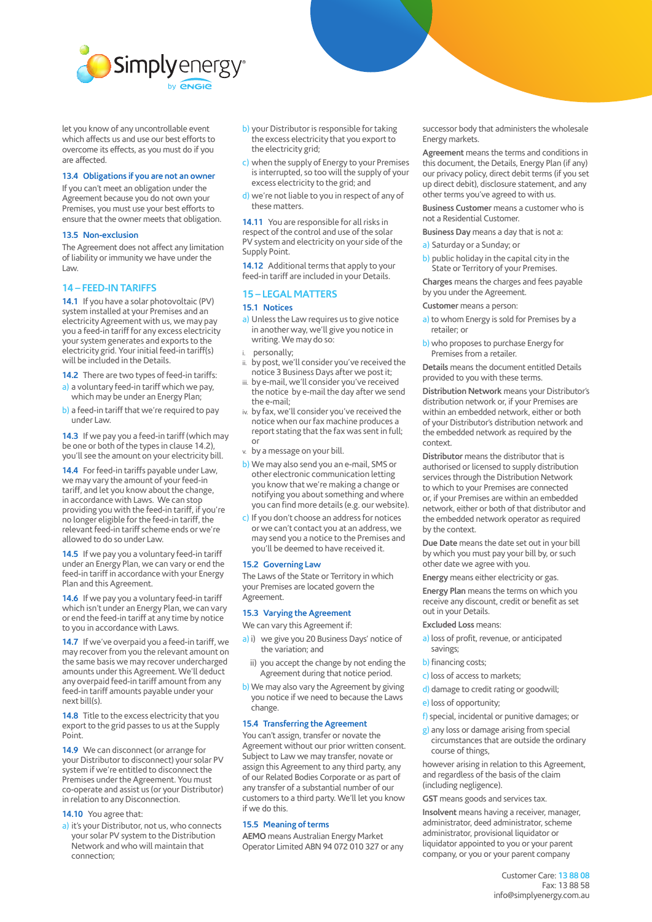let you know of any uncontrollable event which affects us and use our best efforts to overcome its effects, as you must do if you are affected.

### 13.4 Obligations if you are not an owner

If you can't meet an obligation under the Agreement because you do not own your Premises, you must use your best efforts to ensure that the owner meets that obligation.

### 13.5 Non-exclusion

The Agreement does not affect any limitation of liability or immunity we have under the Law.

## 14 – FEED-IN TARIFFS

**14.1** If you have a solar photovoltaic (PV) system installed at your Premises and an electricity Agreement with us, we may pay you a feed-in tariff for any excess electricity your system generates and exports to the electricity grid. Your initial feed-in tariff(s) will be included in the Details.

**14.2** There are two types of feed-in tariffs:

a) a voluntary feed-in tariff which we pay, which may be under an Energy Plan;

b) a feed-in tariff that we're required to pay under Law.

**14.3** If we pay you a feed-in tariff (which may be one or both of the types in clause 14.2), you'll see the amount on your electricity bill.

**14.4** For feed-in tariffs payable under Law, we may vary the amount of your feed-in tariff, and let you know about the change, in accordance with Laws. We can stop providing you with the feed-in tariff, if you're no longer eligible for the feed-in tariff, the relevant feed-in tariff scheme ends or we're allowed to do so under Law.

**14.5** If we pay you a voluntary feed-in tariff under an Energy Plan, we can vary or end the feed-in tariff in accordance with your Energy Plan and this Agreement.

**14.6** If we pay you a voluntary feed-in tariff which isn't under an Energy Plan, we can vary or end the feed-in tariff at any time by notice to you in accordance with Laws.

**14.7** If we've overpaid you a feed-in tariff, we may recover from you the relevant amount on the same basis we may recover undercharged amounts under this Agreement. We'll deduct any overpaid feed-in tariff amount from any feed-in tariff amounts payable under your next bill(s).

**14.8** Title to the excess electricity that you export to the grid passes to us at the Supply Point.

**14.9** We can disconnect (or arrange for your Distributor to disconnect) your solar PV system if we're entitled to disconnect the Premises under the Agreement. You must co-operate and assist us (or your Distributor) in relation to any Disconnection.

**14.10** You agree that:

a) it's your Distributor, not us, who connects your solar PV system to the Distribution Network and who will maintain that connection;

b) your Distributor is responsible for taking the excess electricity that you export to the electricity grid;

c) when the supply of Energy to your Premises is interrupted, so too will the supply of your excess electricity to the grid; and

d) we're not liable to you in respect of any of these matters.

**14.11** You are responsible for all risks in respect of the control and use of the solar PV system and electricity on your side of the Supply Point.

**14.12** Additional terms that apply to your feed-in tariff are included in your Details.

## 15 – LEGAL MATTERS

### 15.1 Notices

a) Unless the Law requires us to give notice in another way, we'll give you notice in writing. We may do so:

i. personally;
ii. by post, we'll consider you've received the notice 3 Business Days after we post it;
iii. by e-mail, we'll consider you've received the notice by e-mail the day after we send the e-mail;
iv. by fax, we'll consider you've received the notice when our fax machine produces a report stating that the fax was sent in full; or
v. by a message on your bill.

b) We may also send you an e-mail, SMS or other electronic communication letting you know that we're making a change or notifying you about something and where you can find more details (e.g. our website).

c) If you don't choose an address for notices or we can't contact you at an address, we may send you a notice to the Premises and you'll be deemed to have received it.

### 15.2 Governing Law

The Laws of the State or Territory in which your Premises are located govern the Agreement.

### 15.3 Varying the Agreement

We can vary this Agreement if:

a) i) we give you 20 Business Days' notice of the variation; and

ii) you accept the change by not ending the Agreement during that notice period.

b) We may also vary the Agreement by giving you notice if we need to because the Laws change.

### 15.4 Transferring the Agreement

You can't assign, transfer or novate the Agreement without our prior written consent. Subject to Law we may transfer, novate or assign this Agreement to any third party, any of our Related Bodies Corporate or as part of any transfer of a substantial number of our customers to a third party. We'll let you know if we do this.

### 15.5 Meaning of terms

**AEMO** means Australian Energy Market Operator Limited ABN 94 072 010 327 or any successor body that administers the wholesale Energy markets.

**Agreement** means the terms and conditions in this document, the Details, Energy Plan (if any) our privacy policy, direct debit terms (if you set up direct debit), disclosure statement, and any other terms you've agreed to with us.

**Business Customer** means a customer who is not a Residential Customer.

**Business Day** means a day that is not a:

a) Saturday or a Sunday; or

b) public holiday in the capital city in the State or Territory of your Premises.

**Charges** means the charges and fees payable by you under the Agreement.

**Customer** means a person:

a) to whom Energy is sold for Premises by a retailer; or

b) who proposes to purchase Energy for Premises from a retailer.

**Details** means the document entitled Details provided to you with these terms.

**Distribution Network** means your Distributor's distribution network or, if your Premises are within an embedded network, either or both of your Distributor's distribution network and the embedded network as required by the context.

**Distributor** means the distributor that is authorised or licensed to supply distribution services through the Distribution Network to which to your Premises are connected or, if your Premises are within an embedded network, either or both of that distributor and the embedded network operator as required by the context.

**Due Date** means the date set out in your bill by which you must pay your bill by, or such other date we agree with you.

**Energy** means either electricity or gas.

**Energy Plan** means the terms on which you receive any discount, credit or benefit as set out in your Details.

**Excluded Loss** means:

a) loss of profit, revenue, or anticipated savings;

b) financing costs;

c) loss of access to markets;

d) damage to credit rating or goodwill;

e) loss of opportunity;

f) special, incidental or punitive damages; or

g) any loss or damage arising from special circumstances that are outside the ordinary course of things,

however arising in relation to this Agreement, and regardless of the basis of the claim (including negligence).

**GST** means goods and services tax.

**Insolvent** means having a receiver, manager, administrator, deed administrator, scheme administrator, provisional liquidator or liquidator appointed to you or your parent company, or you or your parent company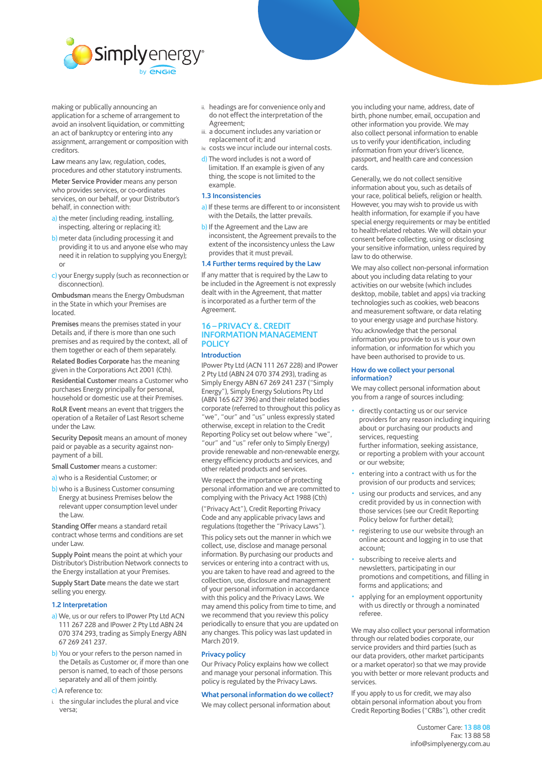making or publically announcing an application for a scheme of arrangement to avoid an insolvent liquidation, or committing an act of bankruptcy or entering into any assignment, arrangement or composition with creditors.

**Law** means any law, regulation, codes, procedures and other statutory instruments.

**Meter Service Provider** means any person who provides services, or co-ordinates services, on our behalf, or your Distributor's behalf, in connection with:

a) the meter (including reading, installing, inspecting, altering or replacing it);

b) meter data (including processing it and providing it to us and anyone else who may need it in relation to supplying you Energy); or

c) your Energy supply (such as reconnection or disconnection).

**Ombudsman** means the Energy Ombudsman in the State in which your Premises are located.

**Premises** means the premises stated in your Details and, if there is more than one such premises and as required by the context, all of them together or each of them separately.

**Related Bodies Corporate** has the meaning given in the Corporations Act 2001 (Cth).

**Residential Customer** means a Customer who purchases Energy principally for personal, household or domestic use at their Premises.

**RoLR Event** means an event that triggers the operation of a Retailer of Last Resort scheme under the Law.

**Security Deposit** means an amount of money paid or payable as a security against non-payment of a bill.

**Small Customer** means a customer:

a) who is a Residential Customer; or

b) who is a Business Customer consuming Energy at business Premises below the relevant upper consumption level under the Law.

**Standing Offer** means a standard retail contract whose terms and conditions are set under Law.

**Supply Point** means the point at which your Distributor's Distribution Network connects to the Energy installation at your Premises.

**Supply Start Date** means the date we start selling you energy.

### 1.2 Interpretation

a) We, us or our refers to IPower Pty Ltd ACN 111 267 228 and IPower 2 Pty Ltd ABN 24 070 374 293, trading as Simply Energy ABN 67 269 241 237.

b) You or your refers to the person named in the Details as Customer or, if more than one person is named, to each of those persons separately and all of them jointly.

c) A reference to:

i. the singular includes the plural and vice versa;

ii. headings are for convenience only and do not affect the interpretation of the Agreement;

iii. a document includes any variation or replacement of it; and

iv. costs we incur include our internal costs.

d) The word includes is not a word of limitation. If an example is given of any thing, the scope is not limited to the example.

### 1.3 Inconsistencies

a) If these terms are different to or inconsistent with the Details, the latter prevails.

b) If the Agreement and the Law are inconsistent, the Agreement prevails to the extent of the inconsistency unless the Law provides that it must prevail.

### 1.4 Further terms required by the Law

If any matter that is required by the Law to be included in the Agreement is not expressly dealt with in the Agreement, that matter is incorporated as a further term of the Agreement.

## 16 – PRIVACY &. CREDIT INFORMATION MANAGEMENT POLICY

### Introduction

IPower Pty Ltd (ACN 111 267 228) and IPower 2 Pty Ltd (ABN 24 070 374 293), trading as Simply Energy ABN 67 269 241 237 ("Simply Energy"), Simply Energy Solutions Pty Ltd (ABN 165 627 396) and their related bodies corporate (referred to throughout this policy as "we", "our" and "us" unless expressly stated otherwise, except in relation to the Credit Reporting Policy set out below where "we", "our" and "us" refer only to Simply Energy) provide renewable and non-renewable energy, energy efficiency products and services, and other related products and services.

We respect the importance of protecting personal information and we are committed to complying with the Privacy Act 1988 (Cth) ("Privacy Act"), Credit Reporting Privacy Code and any applicable privacy laws and regulations (together the "Privacy Laws").

This policy sets out the manner in which we collect, use, disclose and manage personal information. By purchasing our products and services or entering into a contract with us, you are taken to have read and agreed to the collection, use, disclosure and management of your personal information in accordance with this policy and the Privacy Laws. We may amend this policy from time to time, and we recommend that you review this policy periodically to ensure that you are updated on any changes. This policy was last updated in March 2019.

### Privacy policy

Our Privacy Policy explains how we collect and manage your personal information. This policy is regulated by the Privacy Laws.

### What personal information do we collect?

We may collect personal information about you including your name, address, date of birth, phone number, email, occupation and other information you provide. We may also collect personal information to enable us to verify your identification, including information from your driver's licence, passport, and health care and concession cards.

Generally, we do not collect sensitive information about you, such as details of your race, political beliefs, religion or health. However, you may wish to provide us with health information, for example if you have special energy requirements or may be entitled to health-related rebates. We will obtain your consent before collecting, using or disclosing your sensitive information, unless required by law to do otherwise.

We may also collect non-personal information about you including data relating to your activities on our website (which includes desktop, mobile, tablet and apps) via tracking technologies such as cookies, web beacons and measurement software, or data relating to your energy usage and purchase history.

You acknowledge that the personal information you provide to us is your own information, or information for which you have been authorised to provide to us.

### How do we collect your personal information?

We may collect personal information about you from a range of sources including:

- directly contacting us or our service providers for any reason including inquiring about or purchasing our products and services, requesting further information, seeking assistance, or reporting a problem with your account or our website;
- entering into a contract with us for the provision of our products and services;
- using our products and services, and any credit provided by us in connection with those services (see our Credit Reporting Policy below for further detail);
- registering to use our website through an online account and logging in to use that account;
- subscribing to receive alerts and newsletters, participating in our promotions and competitions, and filling in forms and applications; and
- applying for an employment opportunity with us directly or through a nominated referee.

We may also collect your personal information through our related bodies corporate, our service providers and third parties (such as our data providers, other market participants or a market operator) so that we may provide you with better or more relevant products and services.

If you apply to us for credit, we may also obtain personal information about you from Credit Reporting Bodies ("CRBs"), other credit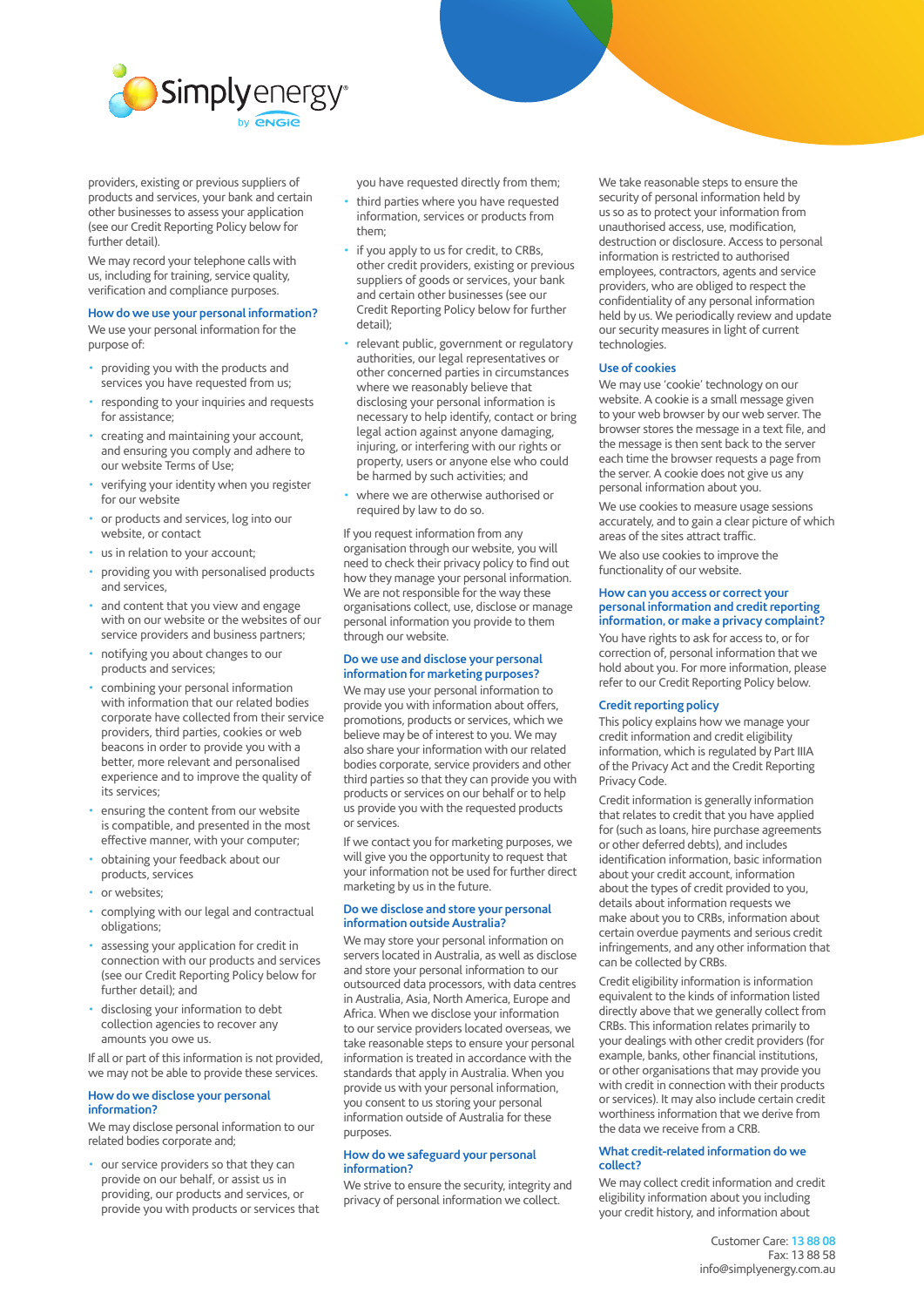providers, existing or previous suppliers of products and services, your bank and certain other businesses to assess your application (see our Credit Reporting Policy below for further detail).

We may record your telephone calls with us, including for training, service quality, verification and compliance purposes.

## How do we use your personal information?

We use your personal information for the purpose of:

- providing you with the products and services you have requested from us;
- responding to your inquiries and requests for assistance;
- creating and maintaining your account, and ensuring you comply and adhere to our website Terms of Use;
- verifying your identity when you register for our website
- or products and services, log into our website, or contact
- us in relation to your account;
- providing you with personalised products and services,
- and content that you view and engage with on our website or the websites of our service providers and business partners;
- notifying you about changes to our products and services;
- combining your personal information with information that our related bodies corporate have collected from their service providers, third parties, cookies or web beacons in order to provide you with a better, more relevant and personalised experience and to improve the quality of its services;
- ensuring the content from our website is compatible, and presented in the most effective manner, with your computer;
- obtaining your feedback about our products, services
- or websites;
- complying with our legal and contractual obligations;
- assessing your application for credit in connection with our products and services (see our Credit Reporting Policy below for further detail); and
- disclosing your information to debt collection agencies to recover any amounts you owe us.

If all or part of this information is not provided, we may not be able to provide these services.

## How do we disclose your personal information?

We may disclose personal information to our related bodies corporate and;

- our service providers so that they can provide on our behalf, or assist us in providing, our products and services, or provide you with products or services that you have requested directly from them;
- third parties where you have requested information, services or products from them;
- if you apply to us for credit, to CRBs, other credit providers, existing or previous suppliers of goods or services, your bank and certain other businesses (see our Credit Reporting Policy below for further detail);
- relevant public, government or regulatory authorities, our legal representatives or other concerned parties in circumstances where we reasonably believe that disclosing your personal information is necessary to help identify, contact or bring legal action against anyone damaging, injuring, or interfering with our rights or property, users or anyone else who could be harmed by such activities; and
- where we are otherwise authorised or required by law to do so.

If you request information from any organisation through our website, you will need to check their privacy policy to find out how they manage your personal information. We are not responsible for the way these organisations collect, use, disclose or manage personal information you provide to them through our website.

## Do we use and disclose your personal information for marketing purposes?

We may use your personal information to provide you with information about offers, promotions, products or services, which we believe may be of interest to you. We may also share your information with our related bodies corporate, service providers and other third parties so that they can provide you with products or services on our behalf or to help us provide you with the requested products or services.

If we contact you for marketing purposes, we will give you the opportunity to request that your information not be used for further direct marketing by us in the future.

## Do we disclose and store your personal information outside Australia?

We may store your personal information on servers located in Australia, as well as disclose and store your personal information to our outsourced data processors, with data centres in Australia, Asia, North America, Europe and Africa. When we disclose your information to our service providers located overseas, we take reasonable steps to ensure your personal information is treated in accordance with the standards that apply in Australia. When you provide us with your personal information, you consent to us storing your personal information outside of Australia for these purposes.

## How do we safeguard your personal information?

We strive to ensure the security, integrity and privacy of personal information we collect.

We take reasonable steps to ensure the security of personal information held by us so as to protect your information from unauthorised access, use, modification, destruction or disclosure. Access to personal information is restricted to authorised employees, contractors, agents and service providers, who are obliged to respect the confidentiality of any personal information held by us. We periodically review and update our security measures in light of current technologies.

## Use of cookies

We may use 'cookie' technology on our website. A cookie is a small message given to your web browser by our web server. The browser stores the message in a text file, and the message is then sent back to the server each time the browser requests a page from the server. A cookie does not give us any personal information about you.

We use cookies to measure usage sessions accurately, and to gain a clear picture of which areas of the sites attract traffic.

We also use cookies to improve the functionality of our website.

## How can you access or correct your personal information and credit reporting information, or make a privacy complaint?

You have rights to ask for access to, or for correction of, personal information that we hold about you. For more information, please refer to our Credit Reporting Policy below.

## Credit reporting policy

This policy explains how we manage your credit information and credit eligibility information, which is regulated by Part IIIA of the Privacy Act and the Credit Reporting Privacy Code.

Credit information is generally information that relates to credit that you have applied for (such as loans, hire purchase agreements or other deferred debts), and includes identification information, basic information about your credit account, information about the types of credit provided to you, details about information requests we make about you to CRBs, information about certain overdue payments and serious credit infringements, and any other information that can be collected by CRBs.

Credit eligibility information is information equivalent to the kinds of information listed directly above that we generally collect from CRBs. This information relates primarily to your dealings with other credit providers (for example, banks, other financial institutions, or other organisations that may provide you with credit in connection with their products or services). It may also include certain credit worthiness information that we derive from the data we receive from a CRB.

## What credit-related information do we collect?

We may collect credit information and credit eligibility information about you including your credit history, and information about

Customer Care: 13 88 08
Fax: 13 88 58
info@simplyenergy.com.au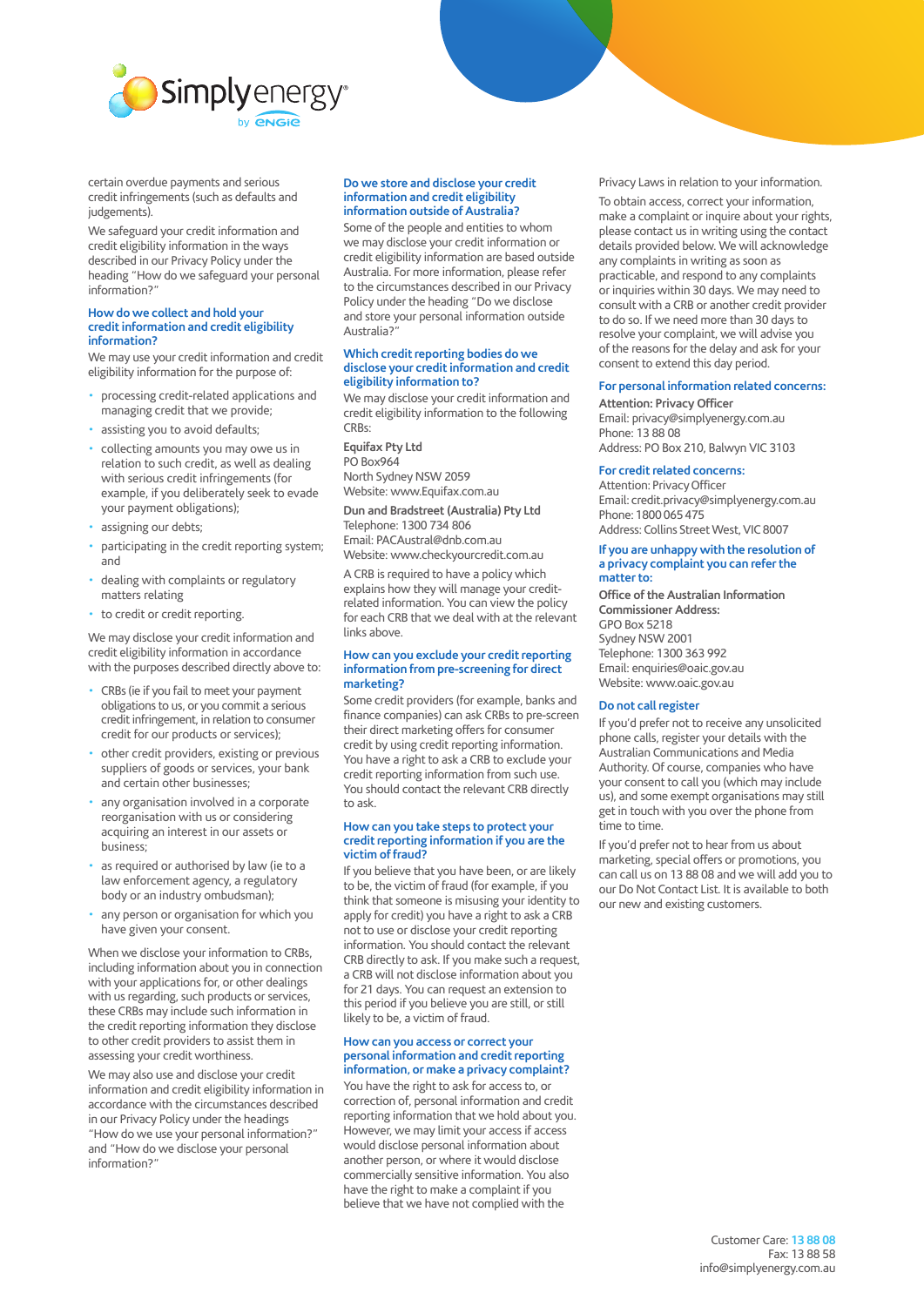certain overdue payments and serious credit infringements (such as defaults and judgements).

We safeguard your credit information and credit eligibility information in the ways described in our Privacy Policy under the heading "How do we safeguard your personal information?"

### How do we collect and hold your credit information and credit eligibility information?

We may use your credit information and credit eligibility information for the purpose of:

- processing credit-related applications and managing credit that we provide;
- assisting you to avoid defaults;
- collecting amounts you may owe us in relation to such credit, as well as dealing with serious credit infringements (for example, if you deliberately seek to evade your payment obligations);
- assigning our debts;
- participating in the credit reporting system; and
- dealing with complaints or regulatory matters relating
- to credit or credit reporting.

We may disclose your credit information and credit eligibility information in accordance with the purposes described directly above to:

- CRBs (ie if you fail to meet your payment obligations to us, or you commit a serious credit infringement, in relation to consumer credit for our products or services);
- other credit providers, existing or previous suppliers of goods or services, your bank and certain other businesses;
- any organisation involved in a corporate reorganisation with us or considering acquiring an interest in our assets or business;
- as required or authorised by law (ie to a law enforcement agency, a regulatory body or an industry ombudsman);
- any person or organisation for which you have given your consent.

When we disclose your information to CRBs, including information about you in connection with your applications for, or other dealings with us regarding, such products or services, these CRBs may include such information in the credit reporting information they disclose to other credit providers to assist them in assessing your credit worthiness.

We may also use and disclose your credit information and credit eligibility information in accordance with the circumstances described in our Privacy Policy under the headings "How do we use your personal information?" and "How do we disclose your personal information?"

### Do we store and disclose your credit information and credit eligibility information outside of Australia?

Some of the people and entities to whom we may disclose your credit information or credit eligibility information are based outside Australia. For more information, please refer to the circumstances described in our Privacy Policy under the heading "Do we disclose and store your personal information outside Australia?"

### Which credit reporting bodies do we disclose your credit information and credit eligibility information to?

We may disclose your credit information and credit eligibility information to the following CRBs:

**Equifax Pty Ltd**
PO Box964
North Sydney NSW 2059
Website: www.Equifax.com.au

**Dun and Bradstreet (Australia) Pty Ltd**
Telephone: 1300 734 806
Email: PACAustral@dnb.com.au
Website: www.checkyourcredit.com.au

A CRB is required to have a policy which explains how they will manage your credit-related information. You can view the policy for each CRB that we deal with at the relevant links above.

### How can you exclude your credit reporting information from pre-screening for direct marketing?

Some credit providers (for example, banks and finance companies) can ask CRBs to pre-screen their direct marketing offers for consumer credit by using credit reporting information. You have a right to ask a CRB to exclude your credit reporting information from such use. You should contact the relevant CRB directly to ask.

### How can you take steps to protect your credit reporting information if you are the victim of fraud?

If you believe that you have been, or are likely to be, the victim of fraud (for example, if you think that someone is misusing your identity to apply for credit) you have a right to ask a CRB not to use or disclose your credit reporting information. You should contact the relevant CRB directly to ask. If you make such a request, a CRB will not disclose information about you for 21 days. You can request an extension to this period if you believe you are still, or still likely to be, a victim of fraud.

### How can you access or correct your personal information and credit reporting information, or make a privacy complaint?

You have the right to ask for access to, or correction of, personal information and credit reporting information that we hold about you. However, we may limit your access if access would disclose personal information about another person, or where it would disclose commercially sensitive information. You also have the right to make a complaint if you believe that we have not complied with the Privacy Laws in relation to your information.

To obtain access, correct your information, make a complaint or inquire about your rights, please contact us in writing using the contact details provided below. We will acknowledge any complaints in writing as soon as practicable, and respond to any complaints or inquiries within 30 days. We may need to consult with a CRB or another credit provider to do so. If we need more than 30 days to resolve your complaint, we will advise you of the reasons for the delay and ask for your consent to extend this day period.

### For personal information related concerns:

**Attention: Privacy Officer**
Email: privacy@simplyenergy.com.au
Phone: 13 88 08
Address: PO Box 210, Balwyn VIC 3103

### For credit related concerns:

Attention: Privacy Officer
Email: credit.privacy@simplyenergy.com.au
Phone: 1800 065 475
Address: Collins Street West, VIC 8007

### If you are unhappy with the resolution of a privacy complaint you can refer the matter to:

**Office of the Australian Information Commissioner Address:**
GPO Box 5218
Sydney NSW 2001
Telephone: 1300 363 992
Email: enquiries@oaic.gov.au
Website: www.oaic.gov.au

### Do not call register

If you'd prefer not to receive any unsolicited phone calls, register your details with the Australian Communications and Media Authority. Of course, companies who have your consent to call you (which may include us), and some exempt organisations may still get in touch with you over the phone from time to time.

If you'd prefer not to hear from us about marketing, special offers or promotions, you can call us on 13 88 08 and we will add you to our Do Not Contact List. It is available to both our new and existing customers.